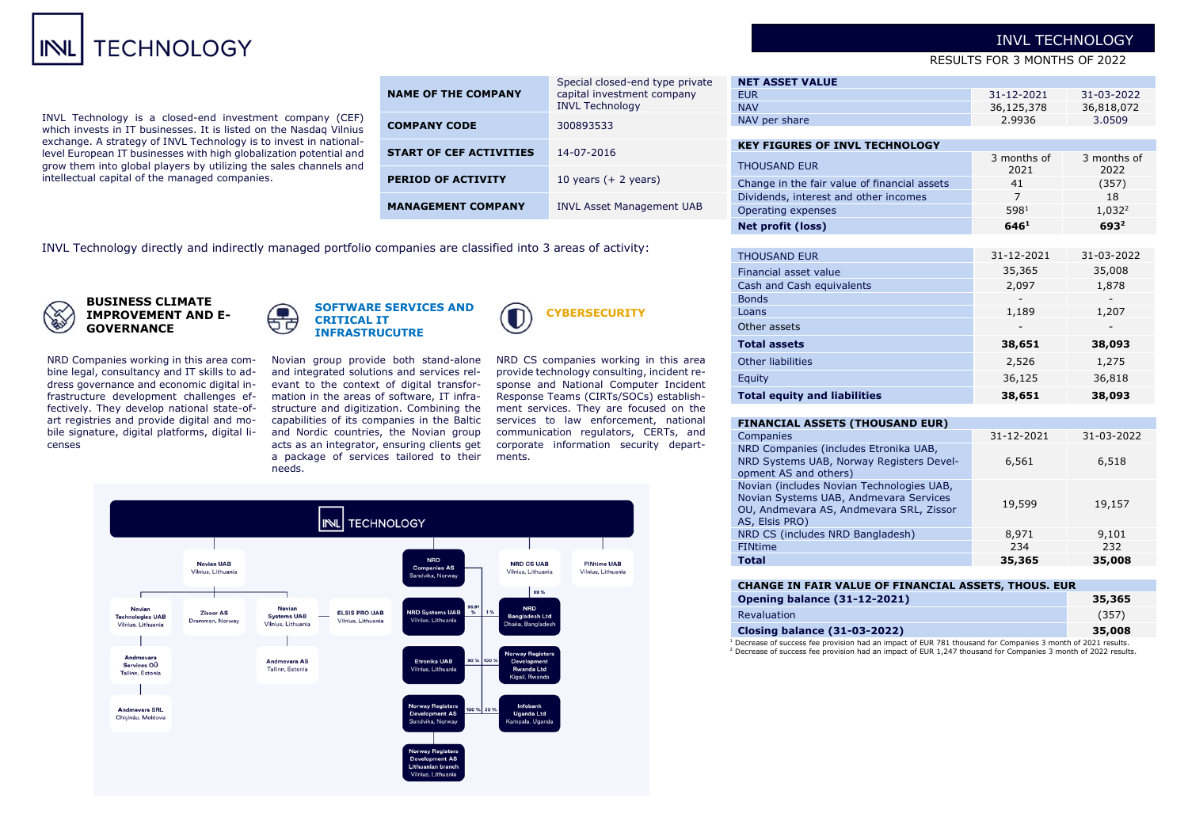# INVL TECHNOLOGY

## INVL TECHNOLOGY

RESULTS FOR 3 MONTHS OF 2022

INVL Technology is a closed-end investment company (CEF) which invests in IT businesses. It is listed on the Nasdaq Vilnius exchange. A strategy of INVL Technology is to invest in national-level European IT businesses with high globalization potential and grow them into global players by utilizing the sales channels and intellectual capital of the managed companies.

| | |
|---|---|
| **NAME OF THE COMPANY** | Special closed-end type private capital investment company INVL Technology |
| **COMPANY CODE** | 300893533 |
| **START OF CEF ACTIVITIES** | 14-07-2016 |
| **PERIOD OF ACTIVITY** | 10 years (+ 2 years) |
| **MANAGEMENT COMPANY** | INVL Asset Management UAB |

INVL Technology directly and indirectly managed portfolio companies are classified into 3 areas of activity:

### BUSINESS CLIMATE IMPROVEMENT AND E-GOVERNANCE

NRD Companies working in this area combine legal, consultancy and IT skills to address governance and economic digital infrastructure development challenges effectively. They develop national state-of-art registries and provide digital and mobile signature, digital platforms, digital licenses

### SOFTWARE SERVICES AND CRITICAL IT INFRASTRUCTURE

Novian group provide both stand-alone and integrated solutions and services relevant to the context of digital transformation in the areas of software, IT infrastructure and digitization. Combining the capabilities of its companies in the Baltic and Nordic countries, the Novian group acts as an integrator, ensuring clients get a package of services tailored to their needs.

### CYBERSECURITY

NRD CS companies working in this area provide technology consulting, incident response and National Computer Incident Response Teams (CIRTs/SOCs) establishment services. They are focused on the services to law enforcement, national communication regulators, CERTs, and corporate information security departments.

INVL TECHNOLOGY

- Novian UAB (Vilnius, Lithuania)
  - Novian Technologies UAB (Vilnius, Lithuania)
    - Andmevara Services OÜ (Tallinn, Estonia)
      - Andmevara SRL (Chişinău, Moldova)
  - Zissor AS (Drammen, Norway)
  - Novian Systems UAB (Vilnius, Lithuania)
    - Andmevara AS (Tallinn, Estonia)
  - ELSIS PRO UAB (Vilnius, Lithuania)
- NRD Companies AS (Sandvika, Norway)
  - NRD Systems UAB (Vilnius, Lithuania) — 96.91 %
  - Etronika UAB (Vilnius, Lithuania) — 90 %
  - Norway Registers Development AS (Sandvika, Norway) — 100 %
    - Norway Registers Development AS Lithuanian branch (Vilnius, Lithuania)
  - Norway Registers Development Rwanda Ltd (Kigali, Rwanda) — 100 %
  - Infobank Uganda Ltd (Kampala, Uganda) — 30 %
- NRD CS UAB (Vilnius, Lithuania)
  - NRD Bangladesh Ltd (Dhaka, Bangladesh) — 99 % (1 %)
- FINtime UAB (Vilnius, Lithuania)

| NET ASSET VALUE | | |
|---|---|---|
| EUR | 31-12-2021 | 31-03-2022 |
| NAV | 36,125,378 | 36,818,072 |
| NAV per share | 2.9936 | 3.0509 |

| KEY FIGURES OF INVL TECHNOLOGY | | |
|---|---|---|
| THOUSAND EUR | 3 months of 2021 | 3 months of 2022 |
| Change in the fair value of financial assets | 41 | (357) |
| Dividends, interest and other incomes | 7 | 18 |
| Operating expenses | 598[1] | 1,032[2] |
| **Net profit (loss)** | **646[1]** | **693[2]** |

| THOUSAND EUR | 31-12-2021 | 31-03-2022 |
|---|---|---|
| Financial asset value | 35,365 | 35,008 |
| Cash and Cash equivalents | 2,097 | 1,878 |
| Bonds | - | - |
| Loans | 1,189 | 1,207 |
| Other assets | - | - |
| **Total assets** | **38,651** | **38,093** |
| Other liabilities | 2,526 | 1,275 |
| Equity | 36,125 | 36,818 |
| **Total equity and liabilities** | **38,651** | **38,093** |

| FINANCIAL ASSETS (THOUSAND EUR) | | |
|---|---|---|
| Companies | 31-12-2021 | 31-03-2022 |
| NRD Companies (includes Etronika UAB, NRD Systems UAB, Norway Registers Development AS and others) | 6,561 | 6,518 |
| Novian (includes Novian Technologies UAB, Novian Systems UAB, Andmevara Services OU, Andmevara AS, Andmevara SRL, Zissor AS, Elsis PRO) | 19,599 | 19,157 |
| NRD CS (includes NRD Bangladesh) | 8,971 | 9,101 |
| FINtime | 234 | 232 |
| **Total** | **35,365** | **35,008** |

| CHANGE IN FAIR VALUE OF FINANCIAL ASSETS, THOUS. EUR | |
|---|---|
| **Opening balance (31-12-2021)** | **35,365** |
| Revaluation | (357) |
| **Closing balance (31-03-2022)** | **35,008** |

[1] Decrease of success fee provision had an impact of EUR 781 thousand for Companies 3 month of 2021 results.
[2] Decrease of success fee provision had an impact of EUR 1,247 thousand for Companies 3 month of 2022 results.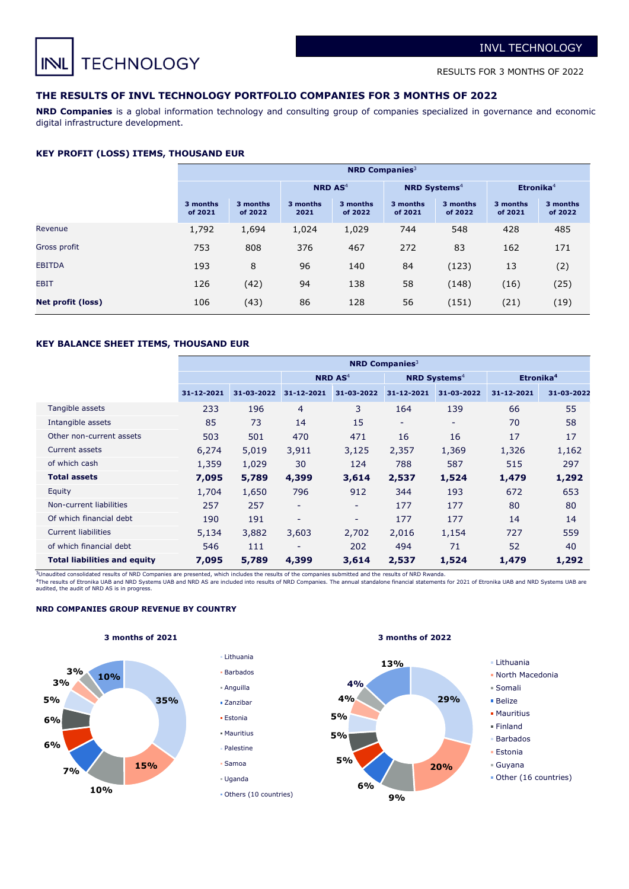# INVL TECHNOLOGY

RESULTS FOR 3 MONTHS OF 2022

## THE RESULTS OF INVL TECHNOLOGY PORTFOLIO COMPANIES FOR 3 MONTHS OF 2022

**NRD Companies** is a global information technology and consulting group of companies specialized in governance and economic digital infrastructure development.

### KEY PROFIT (LOSS) ITEMS, THOUSAND EUR

| | NRD Companies[3] | | | | | | | |
|---|---|---|---|---|---|---|---|---|
| | | | NRD AS[4] | | NRD Systems[4] | | Etronika[4] | |
| | 3 months of 2021 | 3 months of 2022 | 3 months 2021 | 3 months of 2022 | 3 months of 2021 | 3 months of 2022 | 3 months of 2021 | 3 months of 2022 |
| Revenue | 1,792 | 1,694 | 1,024 | 1,029 | 744 | 548 | 428 | 485 |
| Gross profit | 753 | 808 | 376 | 467 | 272 | 83 | 162 | 171 |
| EBITDA | 193 | 8 | 96 | 140 | 84 | (123) | 13 | (2) |
| EBIT | 126 | (42) | 94 | 138 | 58 | (148) | (16) | (25) |
| **Net profit (loss)** | 106 | (43) | 86 | 128 | 56 | (151) | (21) | (19) |

### KEY BALANCE SHEET ITEMS, THOUSAND EUR

| | NRD Companies[3] | | | | | | | |
|---|---|---|---|---|---|---|---|---|
| | | | NRD AS[4] | | NRD Systems[4] | | Etronika[4] | |
| | 31-12-2021 | 31-03-2022 | 31-12-2021 | 31-03-2022 | 31-12-2021 | 31-03-2022 | 31-12-2021 | 31-03-2022 |
| Tangible assets | 233 | 196 | 4 | 3 | 164 | 139 | 66 | 55 |
| Intangible assets | 85 | 73 | 14 | 15 | - | - | 70 | 58 |
| Other non-current assets | 503 | 501 | 470 | 471 | 16 | 16 | 17 | 17 |
| Current assets | 6,274 | 5,019 | 3,911 | 3,125 | 2,357 | 1,369 | 1,326 | 1,162 |
| of which cash | 1,359 | 1,029 | 30 | 124 | 788 | 587 | 515 | 297 |
| **Total assets** | **7,095** | **5,789** | **4,399** | **3,614** | **2,537** | **1,524** | **1,479** | **1,292** |
| Equity | 1,704 | 1,650 | 796 | 912 | 344 | 193 | 672 | 653 |
| Non-current liabilities | 257 | 257 | - | - | 177 | 177 | 80 | 80 |
| Of which financial debt | 190 | 191 | - | - | 177 | 177 | 14 | 14 |
| Current liabilities | 5,134 | 3,882 | 3,603 | 2,702 | 2,016 | 1,154 | 727 | 559 |
| of which financial debt | 546 | 111 | - | 202 | 494 | 71 | 52 | 40 |
| **Total liabilities and equity** | **7,095** | **5,789** | **4,399** | **3,614** | **2,537** | **1,524** | **1,479** | **1,292** |

[3]Unaudited consolidated results of NRD Companies are presented, which includes the results of the companies submitted and the results of NRD Rwanda.
[4]The results of Etronika UAB and NRD Systems UAB and NRD AS are included into results of NRD Companies. The annual standalone financial statements for 2021 of Etronika UAB and NRD Systems UAB are audited, the audit of NRD AS is in progress.

### NRD COMPANIES GROUP REVENUE BY COUNTRY

**3 months of 2021**

| Country | Share |
|---|---|
| Lithuania | 35% |
| Barbados | 15% |
| Anguilla | 10% |
| Zanzibar | 7% |
| Estonia | 6% |
| Mauritius | 6% |
| Palestine | 5% |
| Samoa | 3% |
| Uganda | 3% |
| Others (10 countries) | 10% |

**3 months of 2022**

| Country | Share |
|---|---|
| Lithuania | 29% |
| North Macedonia | 20% |
| Somali | 9% |
| Belize | 6% |
| Mauritius | 5% |
| Finland | 5% |
| Barbados | 5% |
| Estonia | 4% |
| Guyana | 4% |
| Other (16 countries) | 13% |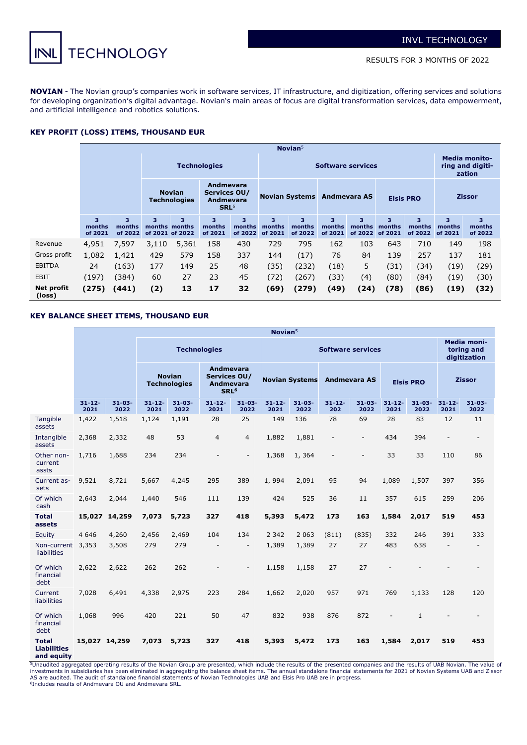**NOVIAN** - The Novian group's companies work in software services, IT infrastructure, and digitization, offering services and solutions for developing organization's digital advantage. Novian's main areas of focus are digital transformation services, data empowerment, and artificial intelligence and robotics solutions.

### KEY PROFIT (LOSS) ITEMS, THOUSAND EUR

| | Novian[5] | | | | | | | | | | | | | |
|---|---|---|---|---|---|---|---|---|---|---|---|---|---|---|
| | | | Technologies | | | | Software services | | | | | | Media monitoring and digitization | |
| | | | Novian Technologies | | Andmevara Services OU/ Andmevara SRL[6] | | Novian Systems | | Andmevara AS | | Elsis PRO | | Zissor | |
| | 3 months of 2021 | 3 months of 2022 | 3 months of 2021 | 3 months of 2022 | 3 months of 2021 | 3 months of 2022 | 3 months of 2021 | 3 months of 2022 | 3 months of 2021 | 3 months of 2022 | 3 months of 2021 | 3 months of 2022 | 3 months of 2021 | 3 months of 2022 |
| Revenue | 4,951 | 7,597 | 3,110 | 5,361 | 158 | 430 | 729 | 795 | 162 | 103 | 643 | 710 | 149 | 198 |
| Gross profit | 1,082 | 1,421 | 429 | 579 | 158 | 337 | 144 | (17) | 76 | 84 | 139 | 257 | 137 | 181 |
| EBITDA | 24 | (163) | 177 | 149 | 25 | 48 | (35) | (232) | (18) | 5 | (31) | (34) | (19) | (29) |
| EBIT | (197) | (384) | 60 | 27 | 23 | 45 | (72) | (267) | (33) | (4) | (80) | (84) | (19) | (30) |
| **Net profit (loss)** | **(275)** | **(441)** | **(2)** | **13** | **17** | **32** | **(69)** | **(279)** | **(49)** | **(24)** | **(78)** | **(86)** | **(19)** | **(32)** |

### KEY BALANCE SHEET ITEMS, THOUSAND EUR

| | Novian[5] | | | | | | | | | | | | | |
|---|---|---|---|---|---|---|---|---|---|---|---|---|---|---|
| | | | Technologies | | | | Software services | | | | | | Media monitoring and digitization | |
| | | | Novian Technologies | | Andmevara Services OU/ Andmevara SRL[6] | | Novian Systems | | Andmevara AS | | Elsis PRO | | Zissor | |
| | 31-12-2021 | 31-03-2022 | 31-12-2021 | 31-03-2022 | 31-12-2021 | 31-03-2022 | 31-12-2021 | 31-03-2022 | 31-12-202 | 31-03-2022 | 31-12-2021 | 31-03-2022 | 31-12-2021 | 31-03-2022 |
| Tangible assets | 1,422 | 1,518 | 1,124 | 1,191 | 28 | 25 | 149 | 136 | 78 | 69 | 28 | 83 | 12 | 11 |
| Intangible assets | 2,368 | 2,332 | 48 | 53 | 4 | 4 | 1,882 | 1,881 | - | - | 434 | 394 | - | - |
| Other non-current assts | 1,716 | 1,688 | 234 | 234 | - | - | 1,368 | 1, 364 | - | - | 33 | 33 | 110 | 86 |
| Current assets | 9,521 | 8,721 | 5,667 | 4,245 | 295 | 389 | 1, 994 | 2,091 | 95 | 94 | 1,089 | 1,507 | 397 | 356 |
| Of which cash | 2,643 | 2,044 | 1,440 | 546 | 111 | 139 | 424 | 525 | 36 | 11 | 357 | 615 | 259 | 206 |
| **Total assets** | **15,027** | **14,259** | **7,073** | **5,723** | **327** | **418** | **5,393** | **5,472** | **173** | **163** | **1,584** | **2,017** | **519** | **453** |
| Equity | 4 646 | 4,260 | 2,456 | 2,469 | 104 | 134 | 2 342 | 2 063 | (811) | (835) | 332 | 246 | 391 | 333 |
| Non-current liabilities | 3,353 | 3,508 | 279 | 279 | - | - | 1,389 | 1,389 | 27 | 27 | 483 | 638 | - | - |
| Of which financial debt | 2,622 | 2,622 | 262 | 262 | - | - | 1,158 | 1,158 | 27 | 27 | - | - | - | - |
| Current liabilities | 7,028 | 6,491 | 4,338 | 2,975 | 223 | 284 | 1,662 | 2,020 | 957 | 971 | 769 | 1,133 | 128 | 120 |
| Of which financial debt | 1,068 | 996 | 420 | 221 | 50 | 47 | 832 | 938 | 876 | 872 | - | 1 | - | - |
| **Total Liabilities and equity** | **15,027** | **14,259** | **7,073** | **5,723** | **327** | **418** | **5,393** | **5,472** | **173** | **163** | **1,584** | **2,017** | **519** | **453** |

[5]Unaudited aggregated operating results of the Novian Group are presented, which include the results of the presented companies and the results of UAB Novian. The value of investments in subsidiaries has been eliminated in aggregating the balance sheet items. The annual standalone financial statements for 2021 of Novian Systems UAB and Zissor AS are audited. The audit of standalone financial statements of Novian Technologies UAB and Elsis Pro UAB are in progress.
[6]Includes results of Andmevara OU and Andmevara SRL.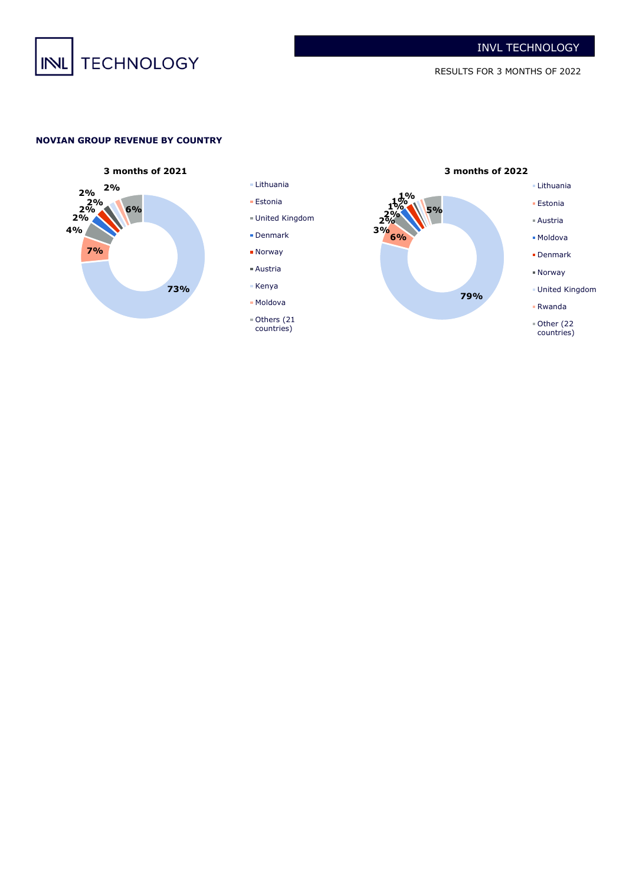**NOVIAN GROUP REVENUE BY COUNTRY**

**3 months of 2021**

- Lithuania 73%
- Estonia 7%
- United Kingdom 4%
- Denmark 2%
- Norway 2%
- Austria 2%
- Kenya 2%
- Moldova 2%
- Others (21 countries) 6%

**3 months of 2022**

- Lithuania 79%
- Estonia 6%
- Austria 3%
- Moldova 2%
- Denmark 2%
- Norway 1%
- United Kingdom 1%
- Rwanda 1%
- Other (22 countries) 5%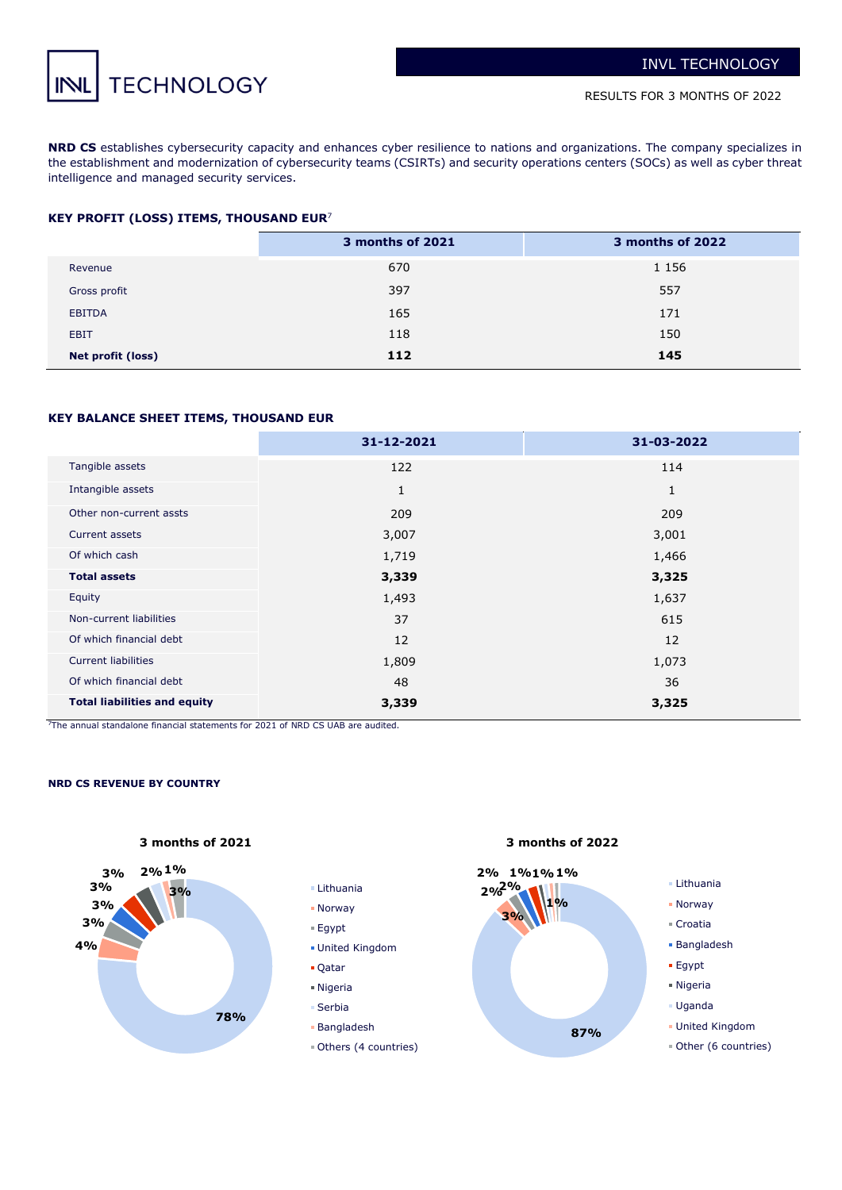**NRD CS** establishes cybersecurity capacity and enhances cyber resilience to nations and organizations. The company specializes in the establishment and modernization of cybersecurity teams (CSIRTs) and security operations centers (SOCs) as well as cyber threat intelligence and managed security services.

#### KEY PROFIT (LOSS) ITEMS, THOUSAND EUR[7]

| | 3 months of 2021 | 3 months of 2022 |
|---|---|---|
| Revenue | 670 | 1 156 |
| Gross profit | 397 | 557 |
| EBITDA | 165 | 171 |
| EBIT | 118 | 150 |
| **Net profit (loss)** | **112** | **145** |

#### KEY BALANCE SHEET ITEMS, THOUSAND EUR

| | 31-12-2021 | 31-03-2022 |
|---|---|---|
| Tangible assets | 122 | 114 |
| Intangible assets | 1 | 1 |
| Other non-current assts | 209 | 209 |
| Current assets | 3,007 | 3,001 |
| Of which cash | 1,719 | 1,466 |
| **Total assets** | **3,339** | **3,325** |
| Equity | 1,493 | 1,637 |
| Non-current liabilities | 37 | 615 |
| Of which financial debt | 12 | 12 |
| Current liabilities | 1,809 | 1,073 |
| Of which financial debt | 48 | 36 |
| **Total liabilities and equity** | **3,339** | **3,325** |

[7]The annual standalone financial statements for 2021 of NRD CS UAB are audited.

#### NRD CS REVENUE BY COUNTRY

**3 months of 2021**

78%
4%
3%
3%
3%
3%
2%
1%
3%

Lithuania
Norway
Egypt
United Kingdom
Qatar
Nigeria
Serbia
Bangladesh
Others (4 countries)

**3 months of 2022**

87%
3%
2%
2%
2%
1%
1%
1%
1%

Lithuania
Norway
Croatia
Bangladesh
Egypt
Nigeria
Uganda
United Kingdom
Other (6 countries)